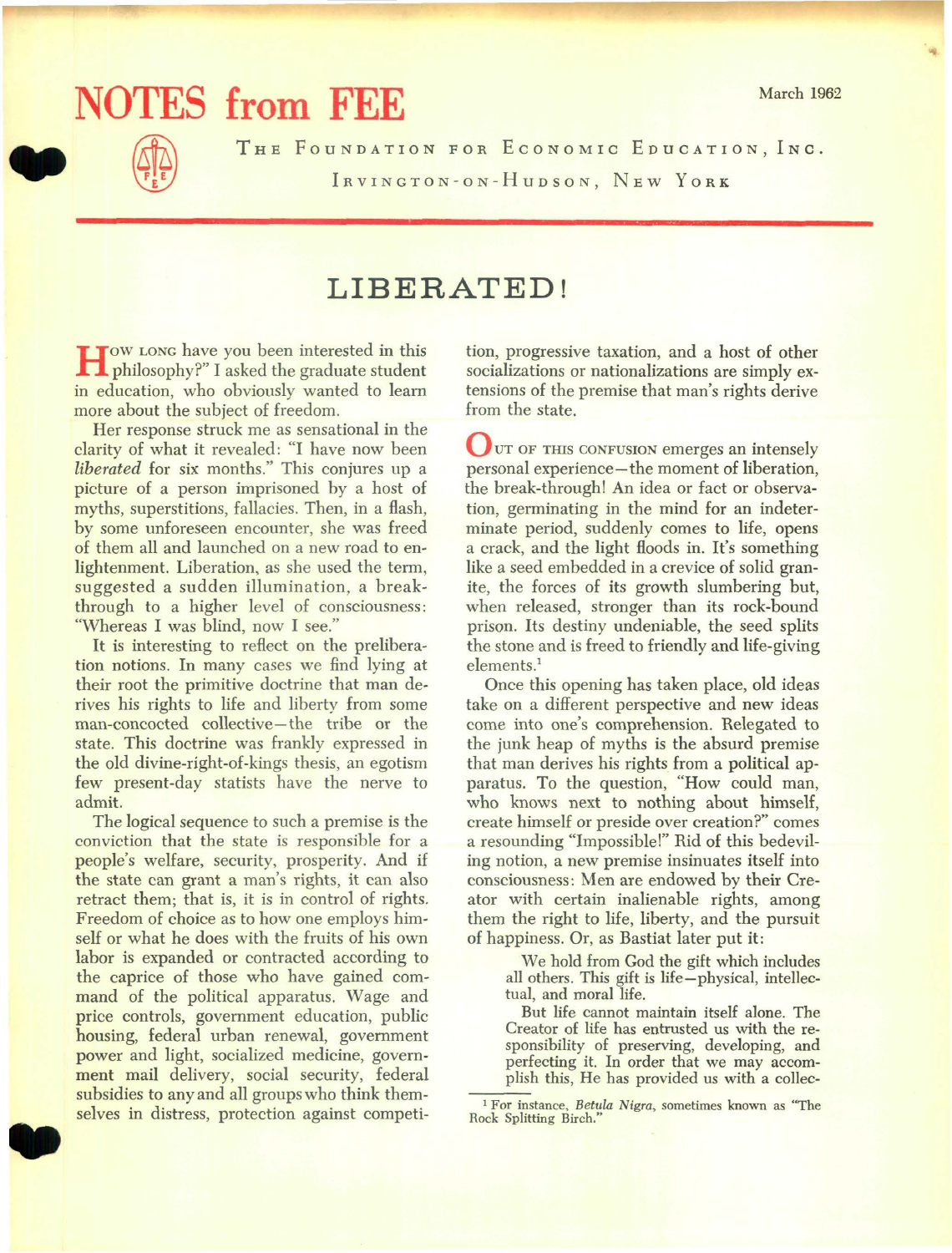# NOTES from FEE

March 1962

THE FOUNDATION FOR ECONOMIC EDUCATION, INC.
IRVINGTON-ON-HUDSON, NEW YORK

## LIBERATED!

"HOW LONG have you been interested in this philosophy?" I asked the graduate student in education, who obviously wanted to learn more about the subject of freedom.

Her response struck me as sensational in the clarity of what it revealed: "I have now been *liberated* for six months." This conjures up a picture of a person imprisoned by a host of myths, superstitions, fallacies. Then, in a flash, by some unforeseen encounter, she was freed of them all and launched on a new road to enlightenment. Liberation, as she used the term, suggested a sudden illumination, a break-through to a higher level of consciousness: "Whereas I was blind, now I see."

It is interesting to reflect on the preliberation notions. In many cases we find lying at their root the primitive doctrine that man derives his rights to life and liberty from some man-concocted collective—the tribe or the state. This doctrine was frankly expressed in the old divine-right-of-kings thesis, an egotism few present-day statists have the nerve to admit.

The logical sequence to such a premise is the conviction that the state is responsible for a people's welfare, security, prosperity. And if the state can grant a man's rights, it can also retract them; that is, it is in control of rights. Freedom of choice as to how one employs himself or what he does with the fruits of his own labor is expanded or contracted according to the caprice of those who have gained command of the political apparatus. Wage and price controls, government education, public housing, federal urban renewal, government power and light, socialized medicine, government mail delivery, social security, federal subsidies to any and all groups who think themselves in distress, protection against competition, progressive taxation, and a host of other socializations or nationalizations are simply extensions of the premise that man's rights derive from the state.

OUT OF THIS CONFUSION emerges an intensely personal experience—the moment of liberation, the break-through! An idea or fact or observation, germinating in the mind for an indeterminate period, suddenly comes to life, opens a crack, and the light floods in. It's something like a seed embedded in a crevice of solid granite, the forces of its growth slumbering but, when released, stronger than its rock-bound prison. Its destiny undeniable, the seed splits the stone and is freed to friendly and life-giving elements.[1]

Once this opening has taken place, old ideas take on a different perspective and new ideas come into one's comprehension. Relegated to the junk heap of myths is the absurd premise that man derives his rights from a political apparatus. To the question, "How could man, who knows next to nothing about himself, create himself or preside over creation?" comes a resounding "Impossible!" Rid of this bedeviling notion, a new premise insinuates itself into consciousness: Men are endowed by their Creator with certain inalienable rights, among them the right to life, liberty, and the pursuit of happiness. Or, as Bastiat later put it:

> We hold from God the gift which includes all others. This gift is life—physical, intellectual, and moral life.
>
> But life cannot maintain itself alone. The Creator of life has entrusted us with the responsibility of preserving, developing, and perfecting it. In order that we may accomplish this, He has provided us with a collec-

[1] For instance, *Betula Nigra*, sometimes known as "The Rock Splitting Birch."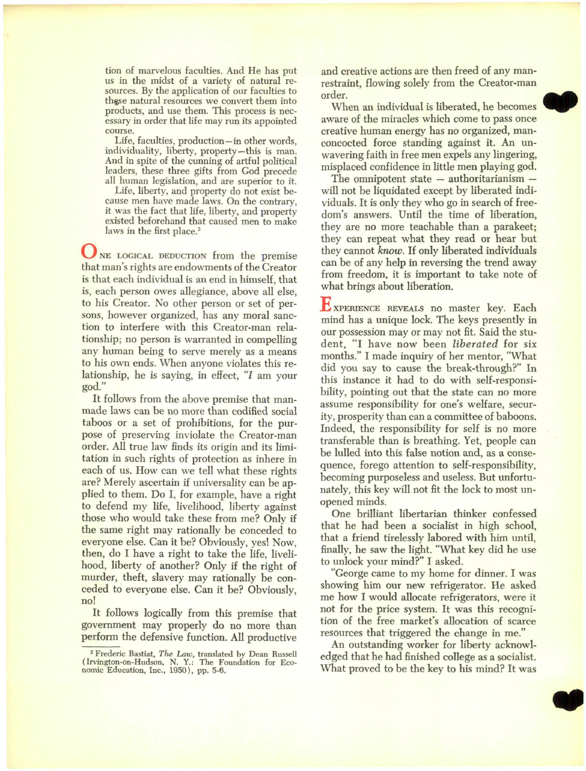tion of marvelous faculties. And He has put us in the midst of a variety of natural resources. By the application of our faculties to these natural resources we convert them into products, and use them. This process is necessary in order that life may run its appointed course.

Life, faculties, production—in other words, individuality, liberty, property—this is man. And in spite of the cunning of artful political leaders, these three gifts from God precede all human legislation, and are superior to it.

Life, liberty, and property do not exist because men have made laws. On the contrary, it was the fact that life, liberty, and property existed beforehand that caused men to make laws in the first place.[2]

ONE LOGICAL DEDUCTION from the premise that man's rights are endowments of the Creator is that each individual is an end in himself, that is, each person owes allegiance, above all else, to his Creator. No other person or set of persons, however organized, has any moral sanction to interfere with this Creator-man relationship; no person is warranted in compelling any human being to serve merely as a means to his own ends. When anyone violates this relationship, he is saying, in effect, "*I* am your god."

It follows from the above premise that man-made laws can be no more than codified social taboos or a set of prohibitions, for the purpose of preserving inviolate the Creator-man order. All true law finds its origin and its limitation in such rights of protection as inhere in each of us. How can we tell what these rights are? Merely ascertain if universality can be applied to them. Do I, for example, have a right to defend my life, livelihood, liberty against those who would take these from me? Only if the same right may rationally be conceded to everyone else. Can it be? Obviously, yes! Now, then, do I have a right to take the life, livelihood, liberty of another? Only if the right of murder, theft, slavery may rationally be conceded to everyone else. Can it be? Obviously, no!

It follows logically from this premise that government may properly do no more than perform the defensive function. All productive and creative actions are then freed of any man-restraint, flowing solely from the Creator-man order.

When an individual is liberated, he becomes aware of the miracles which come to pass once creative human energy has no organized, man-concocted force standing against it. An unwavering faith in free men expels any lingering, misplaced confidence in little men playing god.

The omnipotent state — authoritarianism — will not be liquidated except by liberated individuals. It is only they who go in search of freedom's answers. Until the time of liberation, they are no more teachable than a parakeet; they can repeat what they read or hear but they cannot *know*. If only liberated individuals can be of any help in reversing the trend away from freedom, it is important to take note of what brings about liberation.

EXPERIENCE REVEALS no master key. Each mind has a unique lock. The keys presently in our possession may or may not fit. Said the student, "I have now been *liberated* for six months." I made inquiry of her mentor, "What did you say to cause the break-through?" In this instance it had to do with self-responsibility, pointing out that the state can no more assume responsibility for one's welfare, security, prosperity than can a committee of baboons. Indeed, the responsibility for self is no more transferable than is breathing. Yet, people can be lulled into this false notion and, as a consequence, forego attention to self-responsibility, becoming purposeless and useless. But unfortunately, this key will not fit the lock to most unopened minds.

One brilliant libertarian thinker confessed that he had been a socialist in high school, that a friend tirelessly labored with him until, finally, he saw the light. "What key did he use to unlock your mind?" I asked.

"George came to my home for dinner. I was showing him our new refrigerator. He asked me how I would allocate refrigerators, were it not for the price system. It was this recognition of the free market's allocation of scarce resources that triggered the change in me."

An outstanding worker for liberty acknowledged that he had finished college as a socialist. What proved to be the key to his mind? It was

---

[2] Frederic Bastiat, *The Law*, translated by Dean Russell (Irvington-on-Hudson, N. Y.: The Foundation for Economic Education, Inc., 1950), pp. 5-6.